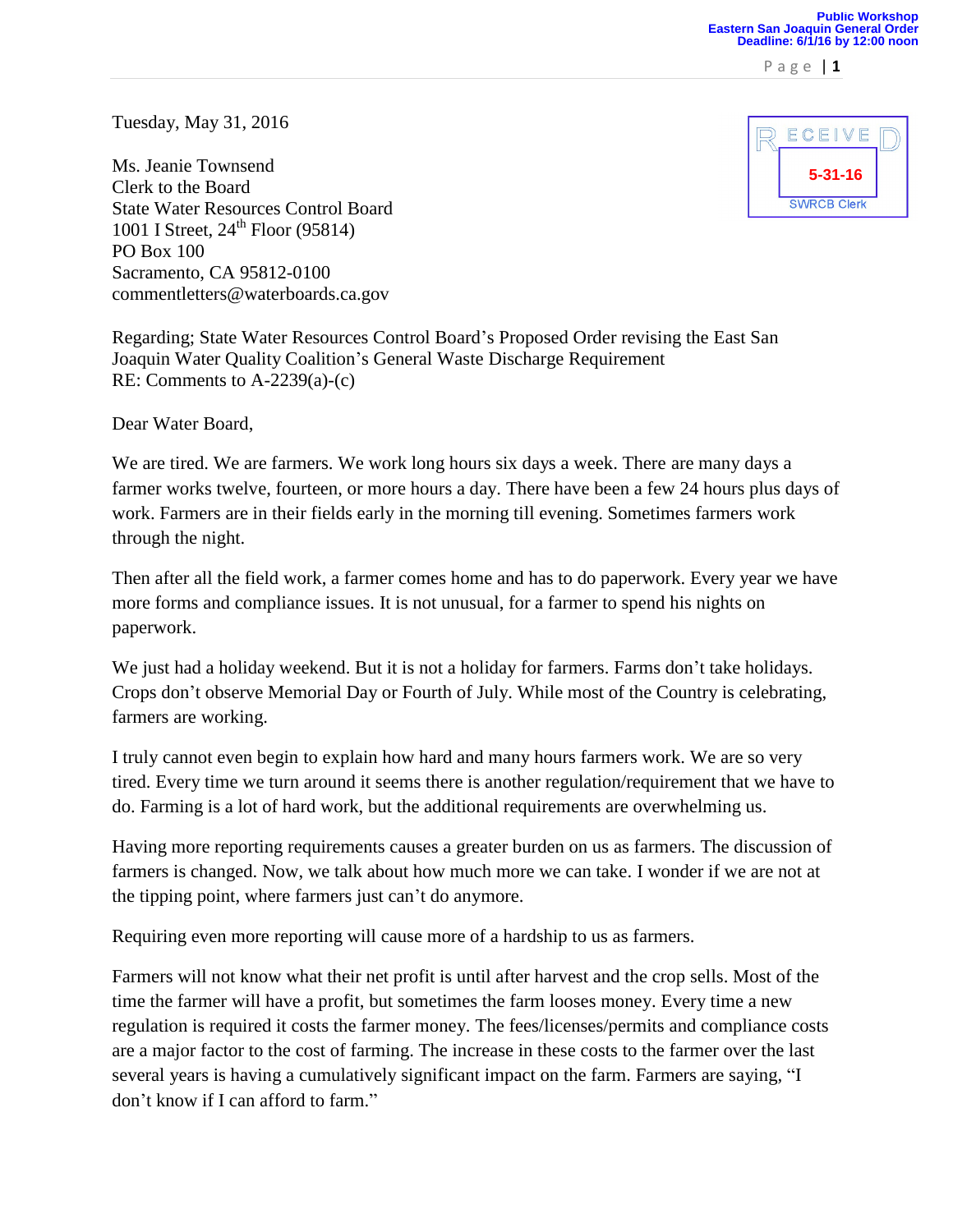Public Workshop
Eastern San Joaquin General Order
Deadline: 6/1/16 by 12:00 noon

RECEIVED
5-31-16
SWRCB Clerk

Tuesday, May 31, 2016

Ms. Jeanie Townsend
Clerk to the Board
State Water Resources Control Board
1001 I Street, 24th Floor (95814)
PO Box 100
Sacramento, CA 95812-0100
commentletters@waterboards.ca.gov

Regarding; State Water Resources Control Board's Proposed Order revising the East San Joaquin Water Quality Coalition's General Waste Discharge Requirement
RE: Comments to A-2239(a)-(c)

Dear Water Board,

We are tired. We are farmers. We work long hours six days a week. There are many days a farmer works twelve, fourteen, or more hours a day. There have been a few 24 hours plus days of work. Farmers are in their fields early in the morning till evening. Sometimes farmers work through the night.

Then after all the field work, a farmer comes home and has to do paperwork. Every year we have more forms and compliance issues. It is not unusual, for a farmer to spend his nights on paperwork.

We just had a holiday weekend. But it is not a holiday for farmers. Farms don't take holidays. Crops don't observe Memorial Day or Fourth of July. While most of the Country is celebrating, farmers are working.

I truly cannot even begin to explain how hard and many hours farmers work. We are so very tired. Every time we turn around it seems there is another regulation/requirement that we have to do. Farming is a lot of hard work, but the additional requirements are overwhelming us.

Having more reporting requirements causes a greater burden on us as farmers. The discussion of farmers is changed. Now, we talk about how much more we can take. I wonder if we are not at the tipping point, where farmers just can't do anymore.

Requiring even more reporting will cause more of a hardship to us as farmers.

Farmers will not know what their net profit is until after harvest and the crop sells. Most of the time the farmer will have a profit, but sometimes the farm looses money. Every time a new regulation is required it costs the farmer money. The fees/licenses/permits and compliance costs are a major factor to the cost of farming. The increase in these costs to the farmer over the last several years is having a cumulatively significant impact on the farm. Farmers are saying, "I don't know if I can afford to farm."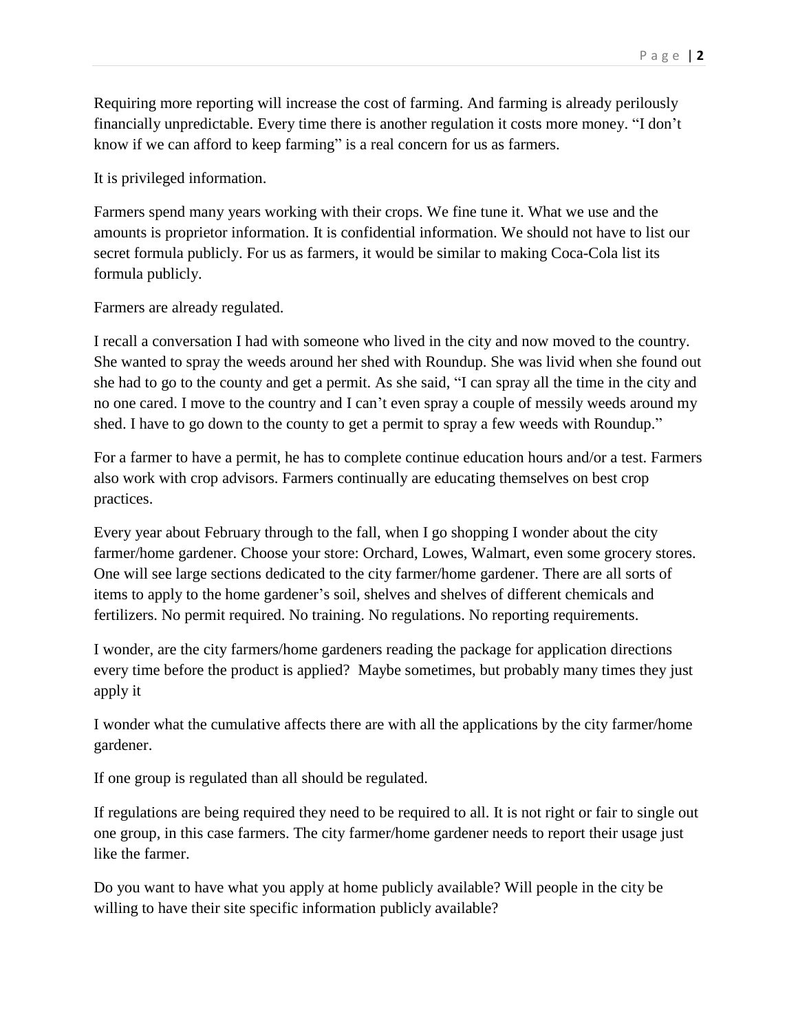Requiring more reporting will increase the cost of farming. And farming is already perilously financially unpredictable. Every time there is another regulation it costs more money. "I don't know if we can afford to keep farming" is a real concern for us as farmers.

It is privileged information.

Farmers spend many years working with their crops. We fine tune it. What we use and the amounts is proprietor information. It is confidential information. We should not have to list our secret formula publicly. For us as farmers, it would be similar to making Coca-Cola list its formula publicly.

Farmers are already regulated.

I recall a conversation I had with someone who lived in the city and now moved to the country. She wanted to spray the weeds around her shed with Roundup. She was livid when she found out she had to go to the county and get a permit. As she said, "I can spray all the time in the city and no one cared. I move to the country and I can't even spray a couple of messily weeds around my shed. I have to go down to the county to get a permit to spray a few weeds with Roundup."

For a farmer to have a permit, he has to complete continue education hours and/or a test. Farmers also work with crop advisors. Farmers continually are educating themselves on best crop practices.

Every year about February through to the fall, when I go shopping I wonder about the city farmer/home gardener. Choose your store: Orchard, Lowes, Walmart, even some grocery stores. One will see large sections dedicated to the city farmer/home gardener. There are all sorts of items to apply to the home gardener's soil, shelves and shelves of different chemicals and fertilizers. No permit required. No training. No regulations. No reporting requirements.

I wonder, are the city farmers/home gardeners reading the package for application directions every time before the product is applied? Maybe sometimes, but probably many times they just apply it

I wonder what the cumulative affects there are with all the applications by the city farmer/home gardener.

If one group is regulated than all should be regulated.

If regulations are being required they need to be required to all. It is not right or fair to single out one group, in this case farmers. The city farmer/home gardener needs to report their usage just like the farmer.

Do you want to have what you apply at home publicly available? Will people in the city be willing to have their site specific information publicly available?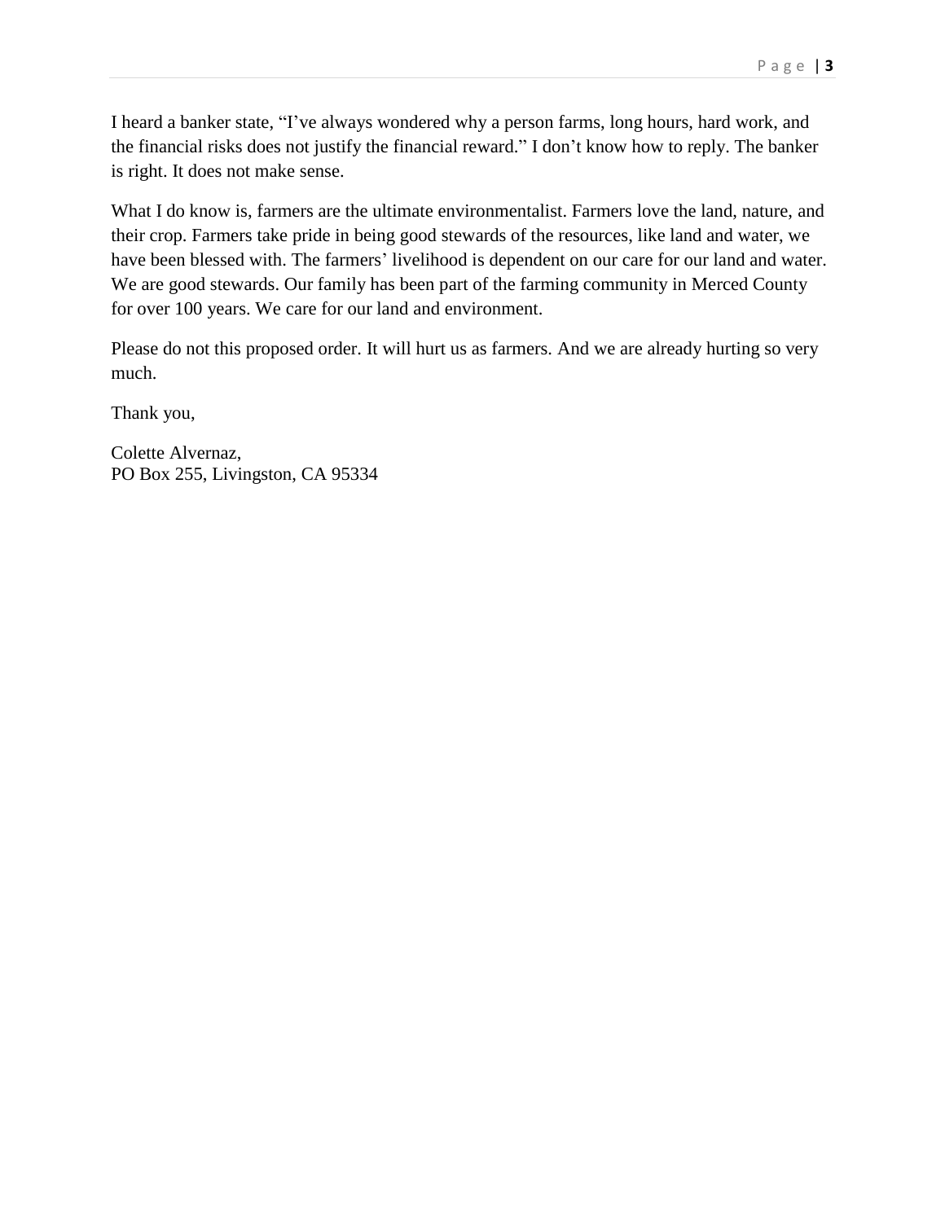I heard a banker state, “I’ve always wondered why a person farms, long hours, hard work, and the financial risks does not justify the financial reward.” I don’t know how to reply. The banker is right. It does not make sense.

What I do know is, farmers are the ultimate environmentalist. Farmers love the land, nature, and their crop. Farmers take pride in being good stewards of the resources, like land and water, we have been blessed with. The farmers’ livelihood is dependent on our care for our land and water. We are good stewards. Our family has been part of the farming community in Merced County for over 100 years. We care for our land and environment.

Please do not this proposed order. It will hurt us as farmers. And we are already hurting so very much.

Thank you,

Colette Alvernaz,
PO Box 255, Livingston, CA 95334